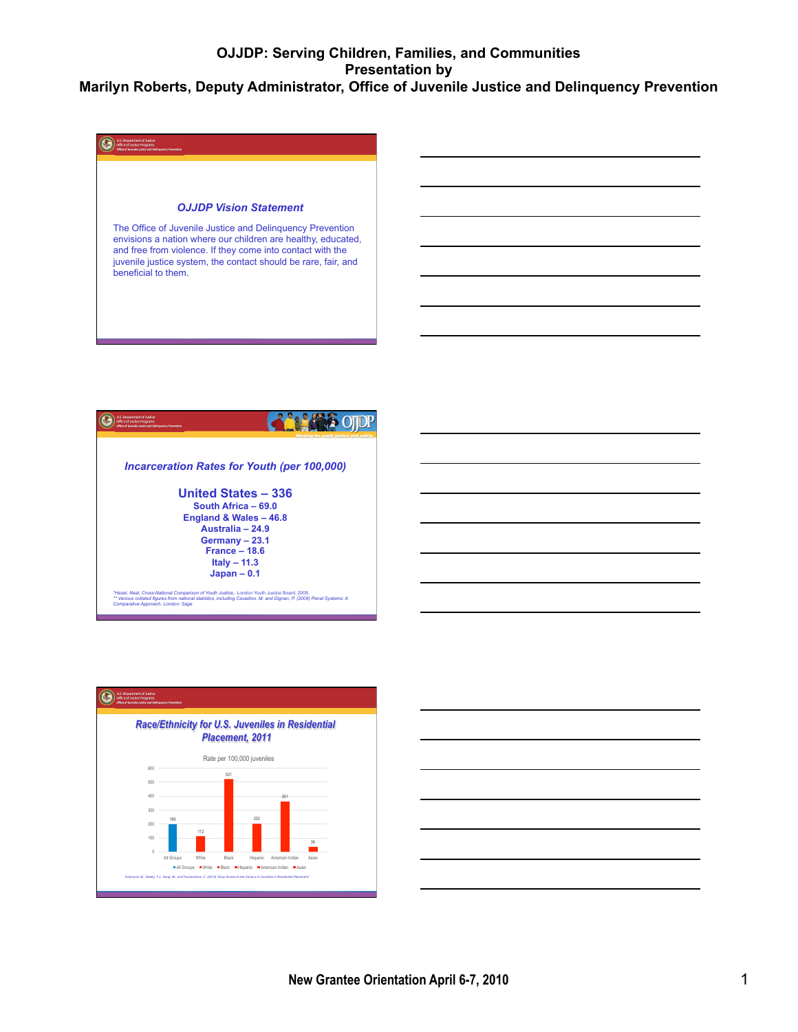# OJJDP: Serving Children, Families, and Communities
## Presentation by
## Marilyn Roberts, Deputy Administrator, Office of Juvenile Justice and Delinquency Prevention

U.S. Department of Justice
Office of Justice Programs
Office of Juvenile Justice and Delinquency Prevention

### *OJJDP Vision Statement*

The Office of Juvenile Justice and Delinquency Prevention envisions a nation where our children are healthy, educated, and free from violence. If they come into contact with the juvenile justice system, the contact should be rare, fair, and beneficial to them.

U.S. Department of Justice
Office of Justice Programs
Office of Juvenile Justice and Delinquency Prevention

OJJDP
*Working for youth justice and safety*

### *Incarceration Rates for Youth (per 100,000)*

**United States – 336**
**South Africa – 69.0**
**England & Wales – 46.8**
**Australia – 24.9**
**Germany – 23.1**
**France – 18.6**
**Italy – 11.3**
**Japan – 0.1**

*\*Hazel, Neal, Cross-National Comparison of Youth Justice,. London Youth Justice Board, 2008.*
*\*\* Various collated figures from national statistics, including Cavadino, M. and Dignan, P. (2006) Penal Systems: A Comparative Approach. London: Sage*

U.S. Department of Justice
Office of Justice Programs
Office of Juvenile Justice and Delinquency Prevention

### *Race/Ethnicity for U.S. Juveniles in Residential Placement, 2011*

Rate per 100,000 juveniles

| Group | Rate |
|---|---|
| All Groups | 196 |
| White | 112 |
| Black | 521 |
| Hispanic | 202 |
| American Indian | 361 |
| Asian | 36 |

*Sickmund, M., Sladky, T.J., Kang, W., and Puzzanchera, C. (2013) "Easy Access to the Census of Juveniles in Residential Placement."*

New Grantee Orientation April 6-7, 2010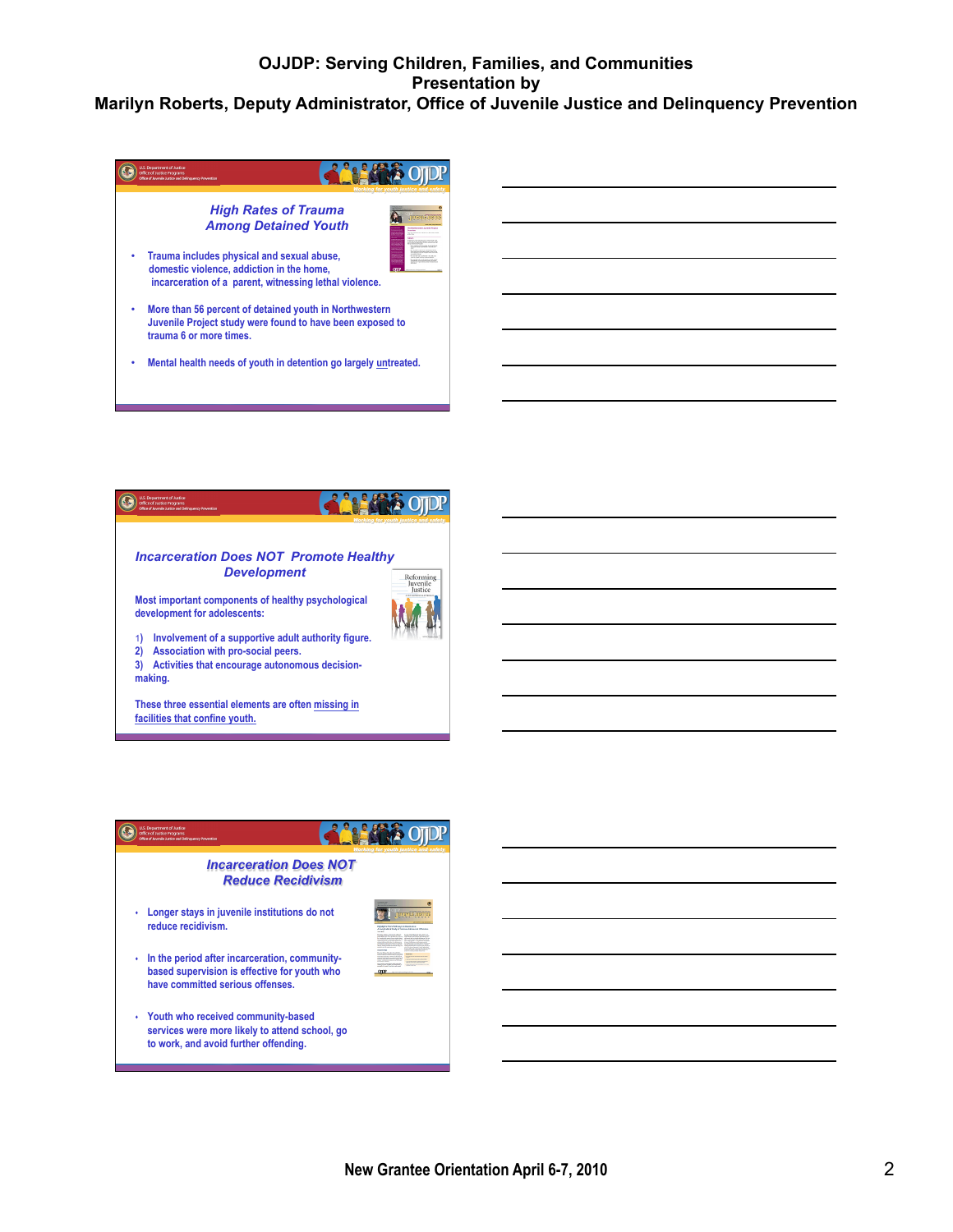# OJJDP: Serving Children, Families, and Communities
## Presentation by
## Marilyn Roberts, Deputy Administrator, Office of Juvenile Justice and Delinquency Prevention

### *High Rates of Trauma Among Detained Youth*

- Trauma includes physical and sexual abuse, domestic violence, addiction in the home, incarceration of a parent, witnessing lethal violence.
- More than 56 percent of detained youth in Northwestern Juvenile Project study were found to have been exposed to trauma 6 or more times.
- Mental health needs of youth in detention go largely untreated.

### *Incarceration Does NOT Promote Healthy Development*

Most important components of healthy psychological development for adolescents:

1) Involvement of a supportive adult authority figure.
2) Association with pro-social peers.
3) Activities that encourage autonomous decision-making.

These three essential elements are often missing in facilities that confine youth.

### *Incarceration Does NOT Reduce Recidivism*

- Longer stays in juvenile institutions do not reduce recidivism.
- In the period after incarceration, community-based supervision is effective for youth who have committed serious offenses.
- Youth who received community-based services were more likely to attend school, go to work, and avoid further offending.

New Grantee Orientation April 6-7, 2010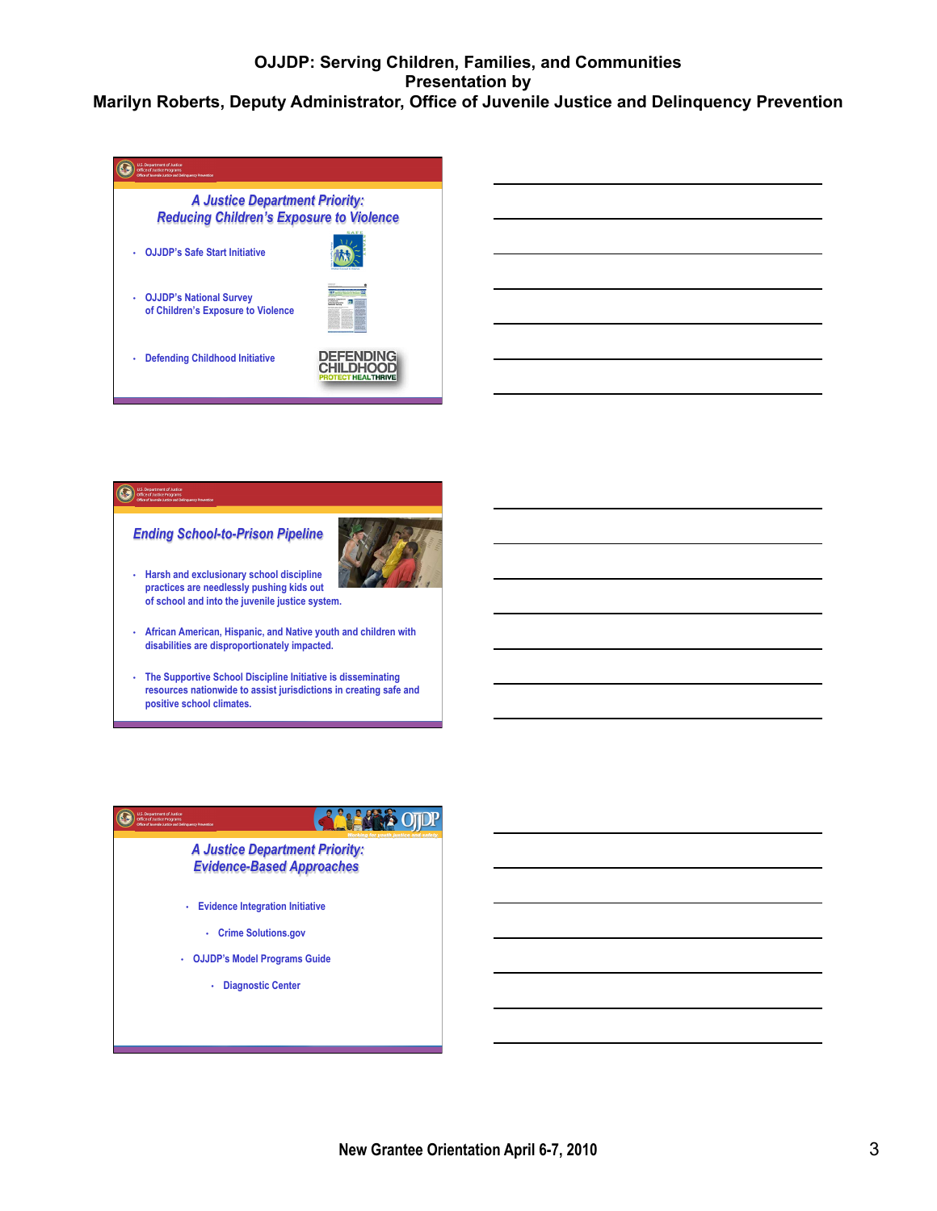# OJJDP: Serving Children, Families, and Communities
## Presentation by
## Marilyn Roberts, Deputy Administrator, Office of Juvenile Justice and Delinquency Prevention

### *A Justice Department Priority: Reducing Children's Exposure to Violence*

- OJJDP's Safe Start Initiative
- OJJDP's National Survey of Children's Exposure to Violence
- Defending Childhood Initiative

DEFENDING CHILDHOOD PROTECT HEAL THRIVE

### *Ending School-to-Prison Pipeline*

- Harsh and exclusionary school discipline practices are needlessly pushing kids out of school and into the juvenile justice system.
- African American, Hispanic, and Native youth and children with disabilities are disproportionately impacted.
- The Supportive School Discipline Initiative is disseminating resources nationwide to assist jurisdictions in creating safe and positive school climates.

### *A Justice Department Priority: Evidence-Based Approaches*

- Evidence Integration Initiative
  - Crime Solutions.gov
- OJJDP's Model Programs Guide
  - Diagnostic Center

New Grantee Orientation April 6-7, 2010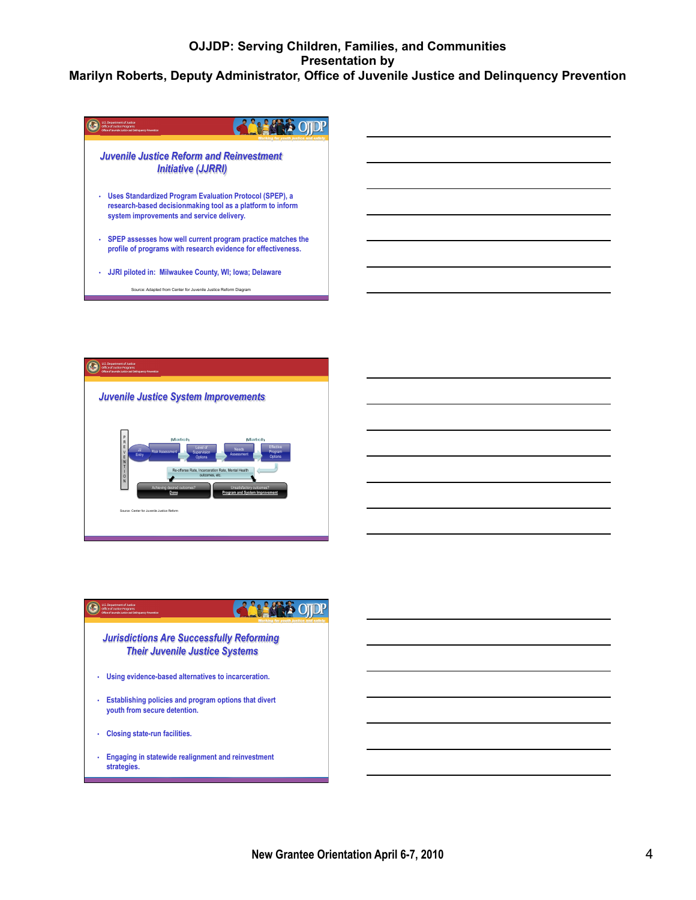# OJJDP: Serving Children, Families, and Communities
## Presentation by
## Marilyn Roberts, Deputy Administrator, Office of Juvenile Justice and Delinquency Prevention

### Juvenile Justice Reform and Reinvestment Initiative (JJRRI)

- Uses Standardized Program Evaluation Protocol (SPEP), a research-based decisionmaking tool as a platform to inform system improvements and service delivery.
- SPEP assesses how well current program practice matches the profile of programs with research evidence for effectiveness.
- JJRI piloted in: Milwaukee County, WI; Iowa; Delaware

Source: Adapted from Center for Juvenile Justice Reform Diagram

### Juvenile Justice System Improvements

PREVENTION

JJ Entry → Risk Assessment → Level of Supervision Options → Needs Assessment → Effective Program Options

Match | Match

Re-offense Rate, Incarceration Rate, Mental Health outcomes, etc.

Achieving desired outcomes? Done

Unsatisfactory outcomes? Program and System Improvement

Source: Center for Juvenile Justice Reform

### Jurisdictions Are Successfully Reforming Their Juvenile Justice Systems

- Using evidence-based alternatives to incarceration.
- Establishing policies and program options that divert youth from secure detention.
- Closing state-run facilities.
- Engaging in statewide realignment and reinvestment strategies.

New Grantee Orientation April 6-7, 2010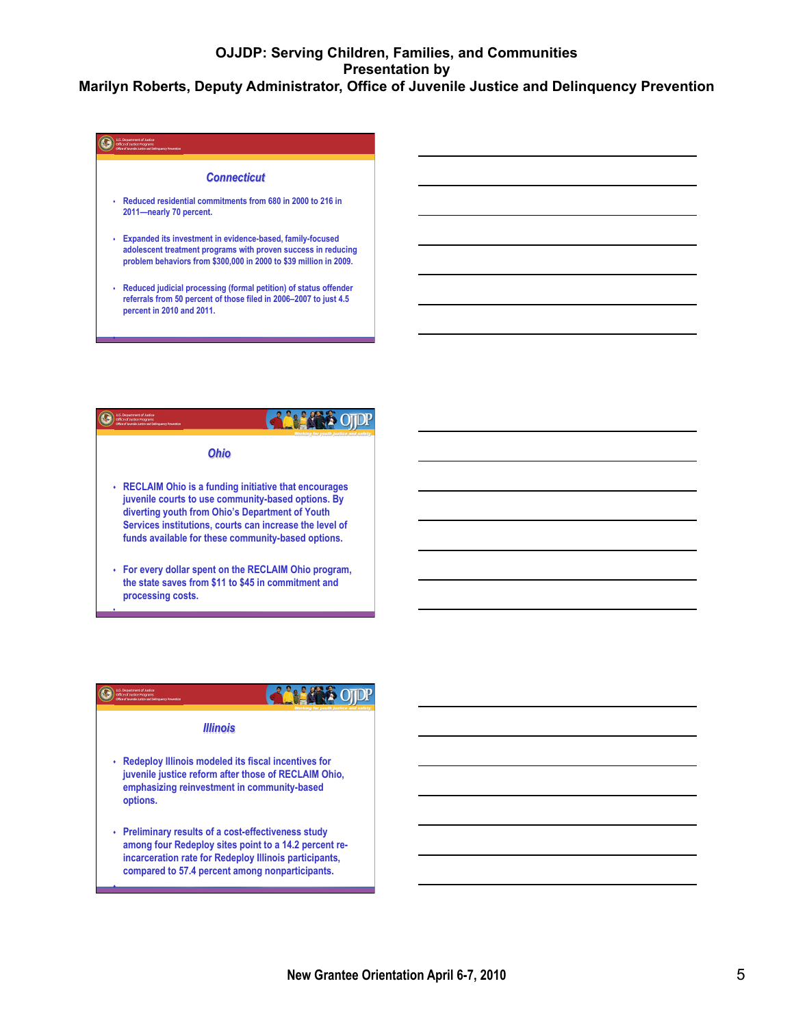# OJJDP: Serving Children, Families, and Communities
## Presentation by
## Marilyn Roberts, Deputy Administrator, Office of Juvenile Justice and Delinquency Prevention

### Connecticut

- Reduced residential commitments from 680 in 2000 to 216 in 2011—nearly 70 percent.
- Expanded its investment in evidence-based, family-focused adolescent treatment programs with proven success in reducing problem behaviors from $300,000 in 2000 to $39 million in 2009.
- Reduced judicial processing (formal petition) of status offender referrals from 50 percent of those filed in 2006–2007 to just 4.5 percent in 2010 and 2011.

### Ohio

- RECLAIM Ohio is a funding initiative that encourages juvenile courts to use community-based options. By diverting youth from Ohio's Department of Youth Services institutions, courts can increase the level of funds available for these community-based options.
- For every dollar spent on the RECLAIM Ohio program, the state saves from $11 to $45 in commitment and processing costs.

### Illinois

- Redeploy Illinois modeled its fiscal incentives for juvenile justice reform after those of RECLAIM Ohio, emphasizing reinvestment in community-based options.
- Preliminary results of a cost-effectiveness study among four Redeploy sites point to a 14.2 percent re-incarceration rate for Redeploy Illinois participants, compared to 57.4 percent among nonparticipants.

New Grantee Orientation April 6-7, 2010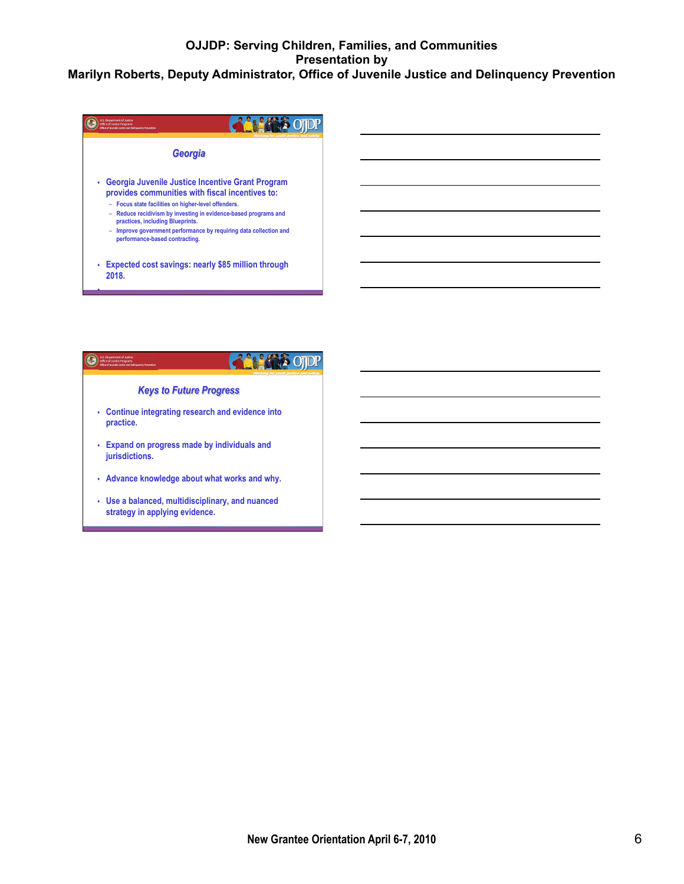# OJJDP: Serving Children, Families, and Communities
## Presentation by
## Marilyn Roberts, Deputy Administrator, Office of Juvenile Justice and Delinquency Prevention

### Georgia

- Georgia Juvenile Justice Incentive Grant Program provides communities with fiscal incentives to:
  - Focus state facilities on higher-level offenders.
  - Reduce recidivism by investing in evidence-based programs and practices, including Blueprints.
  - Improve government performance by requiring data collection and performance-based contracting.
- Expected cost savings: nearly $85 million through 2018.

### Keys to Future Progress

- Continue integrating research and evidence into practice.
- Expand on progress made by individuals and jurisdictions.
- Advance knowledge about what works and why.
- Use a balanced, multidisciplinary, and nuanced strategy in applying evidence.

New Grantee Orientation April 6-7, 2010